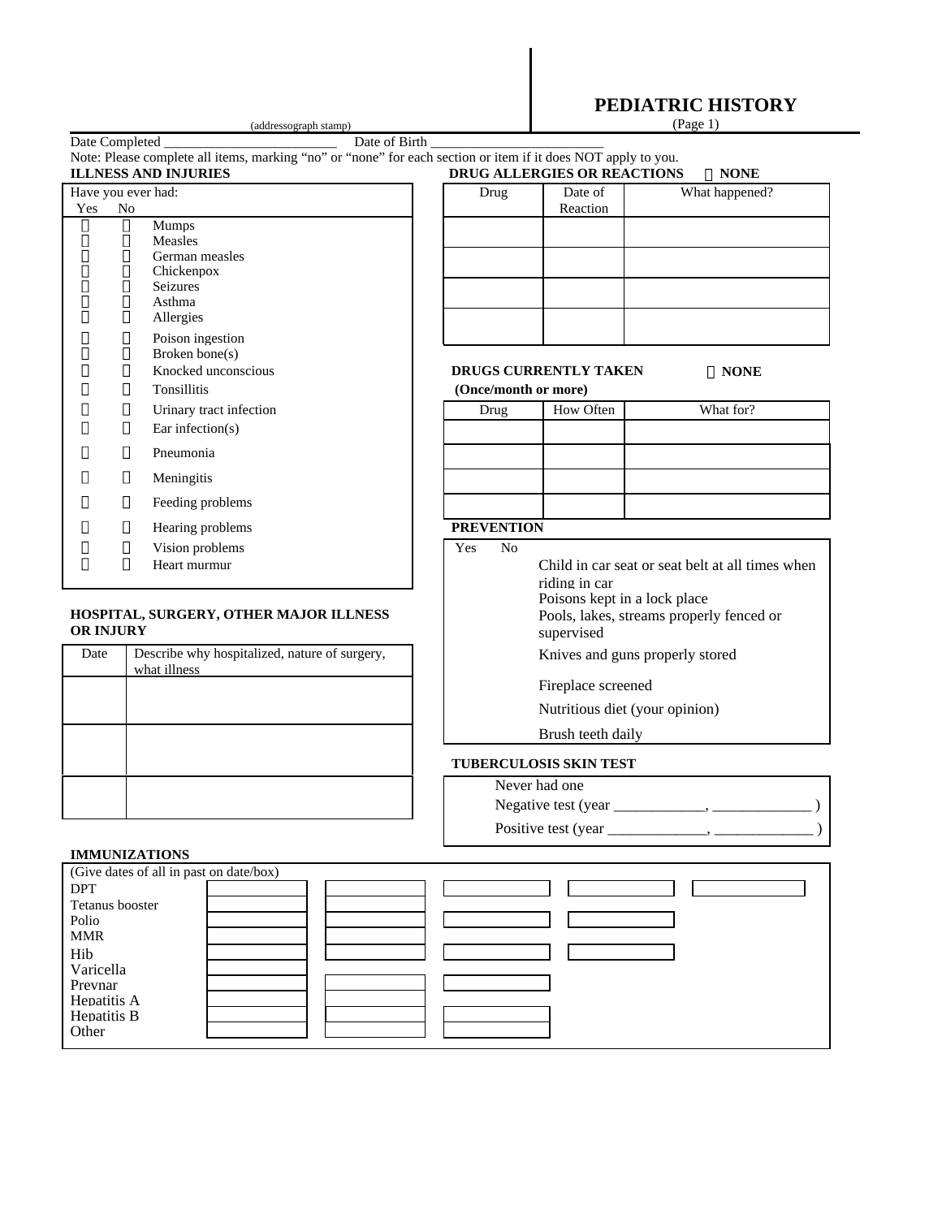# PEDIATRIC HISTORY

(Page 1)

(addressograph stamp)

Date Completed _________________________ Date of Birth _________________________

Note: Please complete all items, marking "no" or "none" for each section or item if it does NOT apply to you.

## ILLNESS AND INJURIES

Have you ever had:

| Yes | No | |
|---|---|---|
| ☐ | ☐ | Mumps |
| ☐ | ☐ | Measles |
| ☐ | ☐ | German measles |
| ☐ | ☐ | Chickenpox |
| ☐ | ☐ | Seizures |
| ☐ | ☐ | Asthma |
| ☐ | ☐ | Allergies |
| ☐ | ☐ | Poison ingestion |
| ☐ | ☐ | Broken bone(s) |
| ☐ | ☐ | Knocked unconscious |
| ☐ | ☐ | Tonsillitis |
| ☐ | ☐ | Urinary tract infection |
| ☐ | ☐ | Ear infection(s) |
| ☐ | ☐ | Pneumonia |
| ☐ | ☐ | Meningitis |
| ☐ | ☐ | Feeding problems |
| ☐ | ☐ | Hearing problems |
| ☐ | ☐ | Vision problems |
| ☐ | ☐ | Heart murmur |

## HOSPITAL, SURGERY, OTHER MAJOR ILLNESS OR INJURY

| Date | Describe why hospitalized, nature of surgery, what illness |
|---|---|
| | |
| | |
| | |

## DRUG ALLERGIES OR REACTIONS ☐ NONE

| Drug | Date of Reaction | What happened? |
|---|---|---|
| | | |
| | | |
| | | |
| | | |

## DRUGS CURRENTLY TAKEN ☐ NONE

**(Once/month or more)**

| Drug | How Often | What for? |
|---|---|---|
| | | |
| | | |
| | | |
| | | |

## PREVENTION

| Yes | No | |
|---|---|---|
| | | Child in car seat or seat belt at all times when riding in car |
| | | Poisons kept in a lock place |
| | | Pools, lakes, streams properly fenced or supervised |
| | | Knives and guns properly stored |
| | | Fireplace screened |
| | | Nutritious diet (your opinion) |
| | | Brush teeth daily |

## TUBERCULOSIS SKIN TEST

Never had one

Negative test (year ____________, _____________ )

Positive test (year _____________, _____________ )

## IMMUNIZATIONS

| (Give dates of all in past on date/box) | | | | | |
|---|---|---|---|---|---|
| DPT | | | | | |
| Tetanus booster | | | | | |
| Polio | | | | | |
| MMR | | | | | |
| Hib | | | | | |
| Varicella | | | | | |
| Prevnar | | | | | |
| Hepatitis A | | | | | |
| Hepatitis B | | | | | |
| Other | | | | | |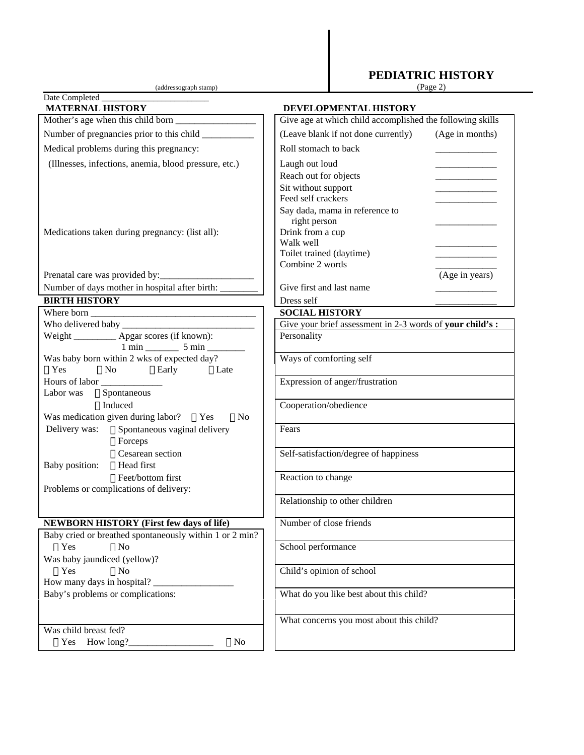(addressograph stamp)

# PEDIATRIC HISTORY

(Page 2)

Date Completed ________________________

## MATERNAL HISTORY

Mother's age when this child born ________________

Number of pregnancies prior to this child __________

Medical problems during this pregnancy:

(Illnesses, infections, anemia, blood pressure, etc.)

Medications taken during pregnancy: (list all):

Prenatal care was provided by:___________________

Number of days mother in hospital after birth: ________

## BIRTH HISTORY

Where born _________________________________

Who delivered baby ____________________________

Weight _________ Apgar scores (if known):
1 min _______ 5 min ________

Was baby born within 2 wks of expected day?
- Yes
- No
- Early
- Late

Hours of labor _____________

Labor was
- Spontaneous
- Induced

Was medication given during labor?
- Yes
- No

Delivery was:
- Spontaneous vaginal delivery
- Forceps
- Cesarean section

Baby position:
- Head first
- Feet/bottom first

Problems or complications of delivery:

## NEWBORN HISTORY (First few days of life)

Baby cried or breathed spontaneously within 1 or 2 min?
- Yes
- No

Was baby jaundiced (yellow)?
- Yes
- No

How many days in hospital? ________________

Baby's problems or complications:

Was child breast fed?
- Yes How long?__________________
- No

## DEVELOPMENTAL HISTORY

Give age at which child accomplished the following skills

| (Leave blank if not done currently) | (Age in months) |
|---|---|
| Roll stomach to back | ____________ |
| Laugh out loud | ____________ |
| Reach out for objects | ____________ |
| Sit without support | ____________ |
| Feed self crackers | ____________ |
| Say dada, mama in reference to right person | ____________ |
| Drink from a cup | |
| Walk well | ____________ |
| Toilet trained (daytime) | ____________ |
| Combine 2 words | ____________ |
| | (Age in years) |
| Give first and last name | ____________ |
| Dress self | ____________ |

## SOCIAL HISTORY

Give your brief assessment in 2-3 words of **your child's :**

Personality

Ways of comforting self

Expression of anger/frustration

Cooperation/obedience

Fears

Self-satisfaction/degree of happiness

Reaction to change

Relationship to other children

Number of close friends

School performance

Child's opinion of school

What do you like best about this child?

What concerns you most about this child?